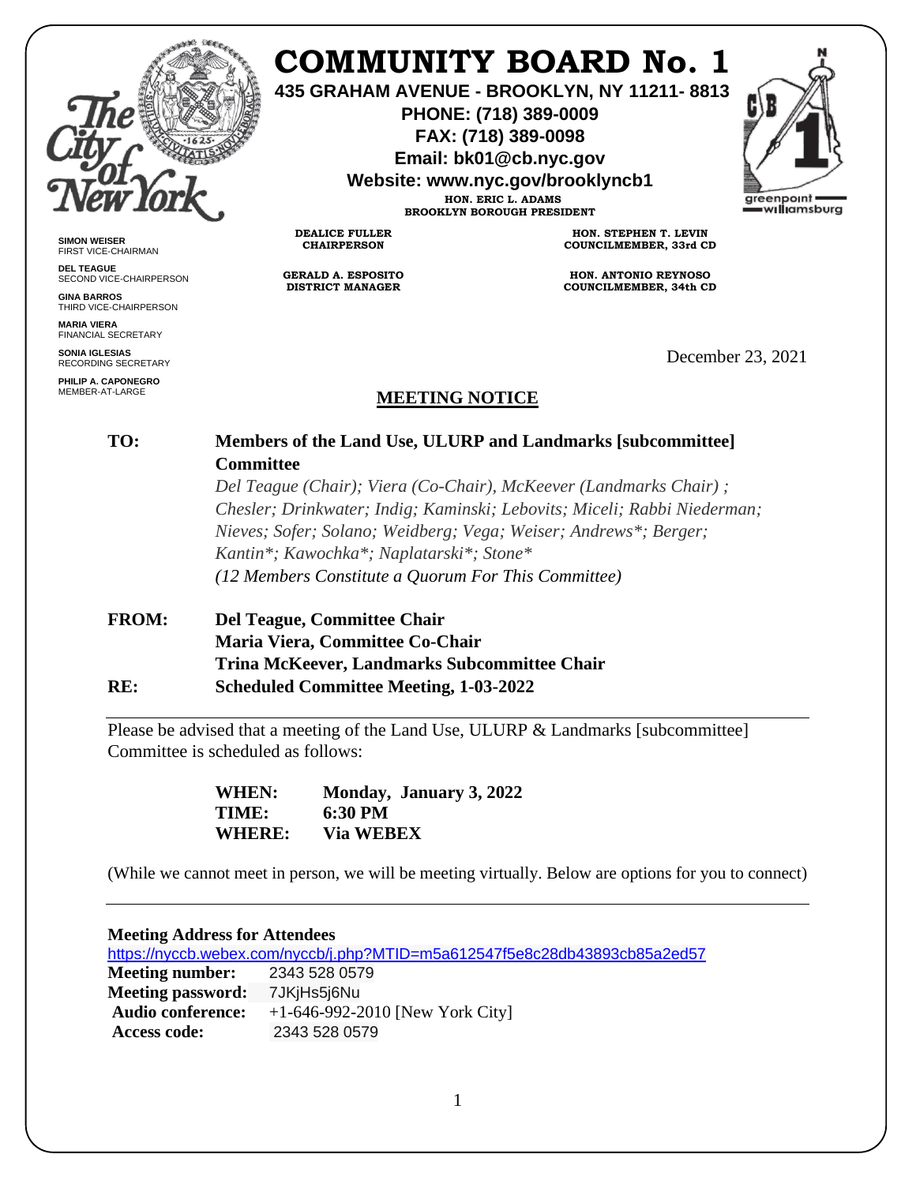# COMMUNITY BOARD No. 1

**435 GRAHAM AVENUE - BROOKLYN, NY 11211- 8813**
**PHONE: (718) 389-0009**
**FAX: (718) 389-0098**
**Email: bk01@cb.nyc.gov**
**Website: www.nyc.gov/brooklyncb1**

**HON. ERIC L. ADAMS**
**BROOKLYN BOROUGH PRESIDENT**

**DEALICE FULLER**
**CHAIRPERSON**

**GERALD A. ESPOSITO**
**DISTRICT MANAGER**

**HON. STEPHEN T. LEVIN**
**COUNCILMEMBER, 33rd CD**

**HON. ANTONIO REYNOSO**
**COUNCILMEMBER, 34th CD**

**SIMON WEISER**
FIRST VICE-CHAIRMAN

**DEL TEAGUE**
SECOND VICE-CHAIRPERSON

**GINA BARROS**
THIRD VICE-CHAIRPERSON

**MARIA VIERA**
FINANCIAL SECRETARY

**SONIA IGLESIAS**
RECORDING SECRETARY

**PHILIP A. CAPONEGRO**
MEMBER-AT-LARGE

December 23, 2021

## MEETING NOTICE

**TO:** **Members of the Land Use, ULURP and Landmarks [subcommittee] Committee**
*Del Teague (Chair); Viera (Co-Chair), McKeever (Landmarks Chair) ; Chesler; Drinkwater; Indig; Kaminski; Lebovits; Miceli; Rabbi Niederman; Nieves; Sofer; Solano; Weidberg; Vega; Weiser; Andrews*; Berger; Kantin*; Kawochka*; Naplatarski*; Stone**
*(12 Members Constitute a Quorum For This Committee)*

**FROM:** **Del Teague, Committee Chair**
**Maria Viera, Committee Co-Chair**
**Trina McKeever, Landmarks Subcommittee Chair**

**RE:** **Scheduled Committee Meeting, 1-03-2022**

---

Please be advised that a meeting of the Land Use, ULURP & Landmarks [subcommittee] Committee is scheduled as follows:

**WHEN:** **Monday, January 3, 2022**
**TIME:** **6:30 PM**
**WHERE:** **Via WEBEX**

(While we cannot meet in person, we will be meeting virtually. Below are options for you to connect)

---

**Meeting Address for Attendees**
https://nyccb.webex.com/nyccb/j.php?MTID=m5a612547f5e8c28db43893cb85a2ed57
**Meeting number:** 2343 528 0579
**Meeting password:** 7JKjHs5j6Nu
**Audio conference:** +1-646-992-2010 [New York City]
**Access code:** 2343 528 0579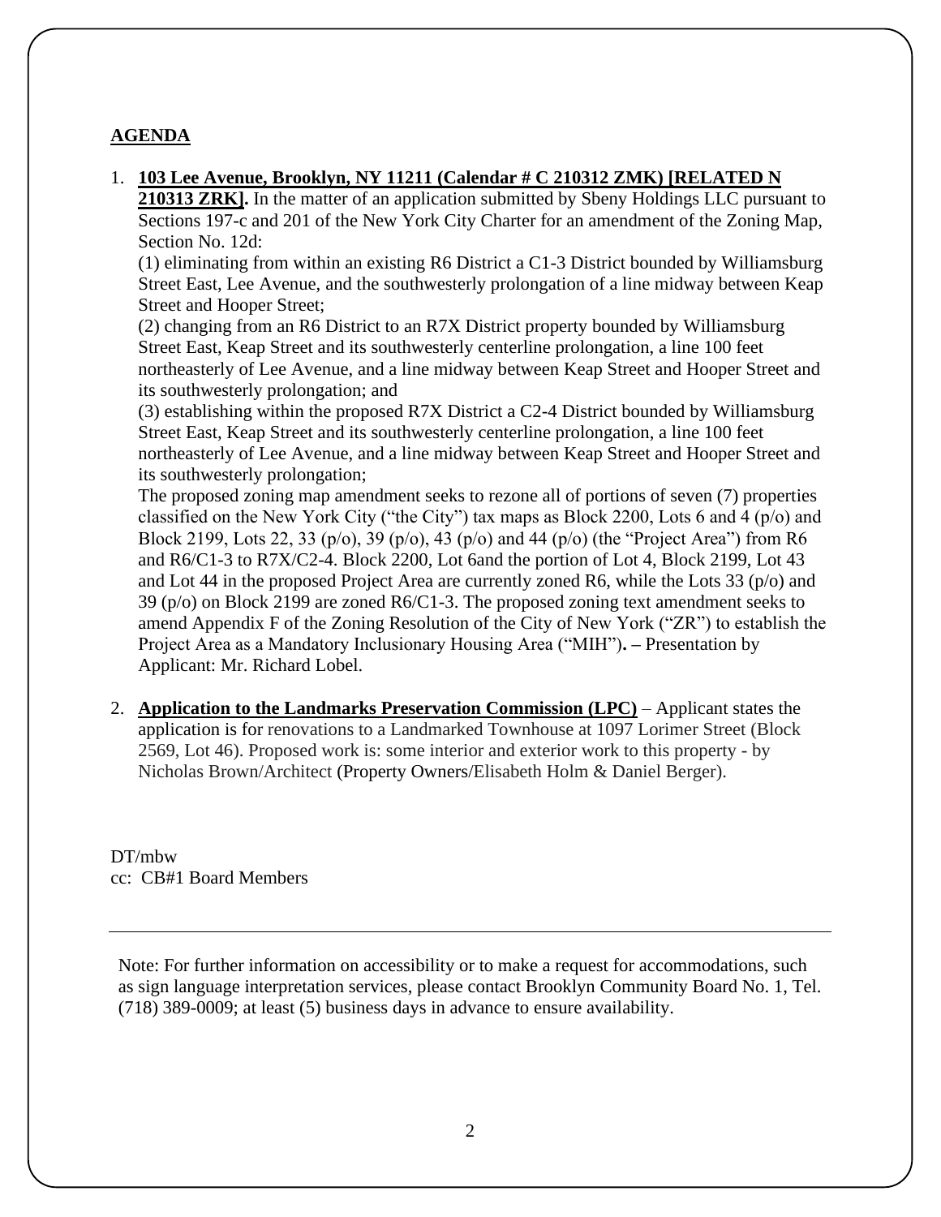**AGENDA**

1. **103 Lee Avenue, Brooklyn, NY 11211 (Calendar # C 210312 ZMK) [RELATED N 210313 ZRK].** In the matter of an application submitted by Sbeny Holdings LLC pursuant to Sections 197-c and 201 of the New York City Charter for an amendment of the Zoning Map, Section No. 12d:
   (1) eliminating from within an existing R6 District a C1-3 District bounded by Williamsburg Street East, Lee Avenue, and the southwesterly prolongation of a line midway between Keap Street and Hooper Street;
   (2) changing from an R6 District to an R7X District property bounded by Williamsburg Street East, Keap Street and its southwesterly centerline prolongation, a line 100 feet northeasterly of Lee Avenue, and a line midway between Keap Street and Hooper Street and its southwesterly prolongation; and
   (3) establishing within the proposed R7X District a C2-4 District bounded by Williamsburg Street East, Keap Street and its southwesterly centerline prolongation, a line 100 feet northeasterly of Lee Avenue, and a line midway between Keap Street and Hooper Street and its southwesterly prolongation;
   The proposed zoning map amendment seeks to rezone all of portions of seven (7) properties classified on the New York City ("the City") tax maps as Block 2200, Lots 6 and 4 (p/o) and Block 2199, Lots 22, 33 (p/o), 39 (p/o), 43 (p/o) and 44 (p/o) (the "Project Area") from R6 and R6/C1-3 to R7X/C2-4. Block 2200, Lot 6and the portion of Lot 4, Block 2199, Lot 43 and Lot 44 in the proposed Project Area are currently zoned R6, while the Lots 33 (p/o) and 39 (p/o) on Block 2199 are zoned R6/C1-3. The proposed zoning text amendment seeks to amend Appendix F of the Zoning Resolution of the City of New York ("ZR") to establish the Project Area as a Mandatory Inclusionary Housing Area ("MIH")**. –** Presentation by Applicant: Mr. Richard Lobel.

2. **Application to the Landmarks Preservation Commission (LPC)** – Applicant states the application is for renovations to a Landmarked Townhouse at 1097 Lorimer Street (Block 2569, Lot 46). Proposed work is: some interior and exterior work to this property - by Nicholas Brown/Architect (Property Owners/Elisabeth Holm & Daniel Berger).

DT/mbw
cc: CB#1 Board Members

---

Note: For further information on accessibility or to make a request for accommodations, such as sign language interpretation services, please contact Brooklyn Community Board No. 1, Tel. (718) 389-0009; at least (5) business days in advance to ensure availability.